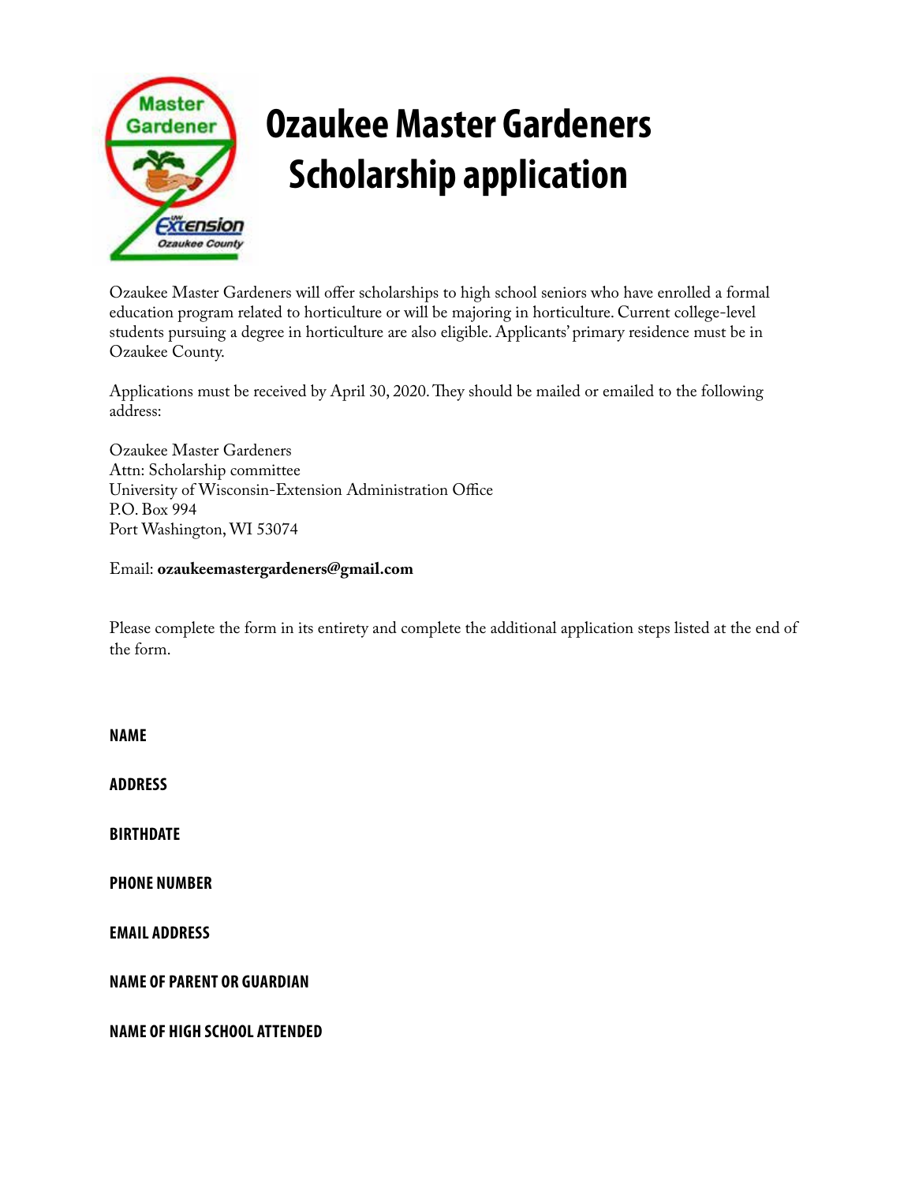# Ozaukee Master Gardeners Scholarship application

Ozaukee Master Gardeners will offer scholarships to high school seniors who have enrolled a formal education program related to horticulture or will be majoring in horticulture. Current college-level students pursuing a degree in horticulture are also eligible. Applicants' primary residence must be in Ozaukee County.

Applications must be received by April 30, 2020. They should be mailed or emailed to the following address:

Ozaukee Master Gardeners
Attn: Scholarship committee
University of Wisconsin-Extension Administration Office
P.O. Box 994
Port Washington, WI 53074

Email: **ozaukeemastergardeners@gmail.com**

Please complete the form in its entirety and complete the additional application steps listed at the end of the form.

**NAME**

**ADDRESS**

**BIRTHDATE**

**PHONE NUMBER**

**EMAIL ADDRESS**

**NAME OF PARENT OR GUARDIAN**

**NAME OF HIGH SCHOOL ATTENDED**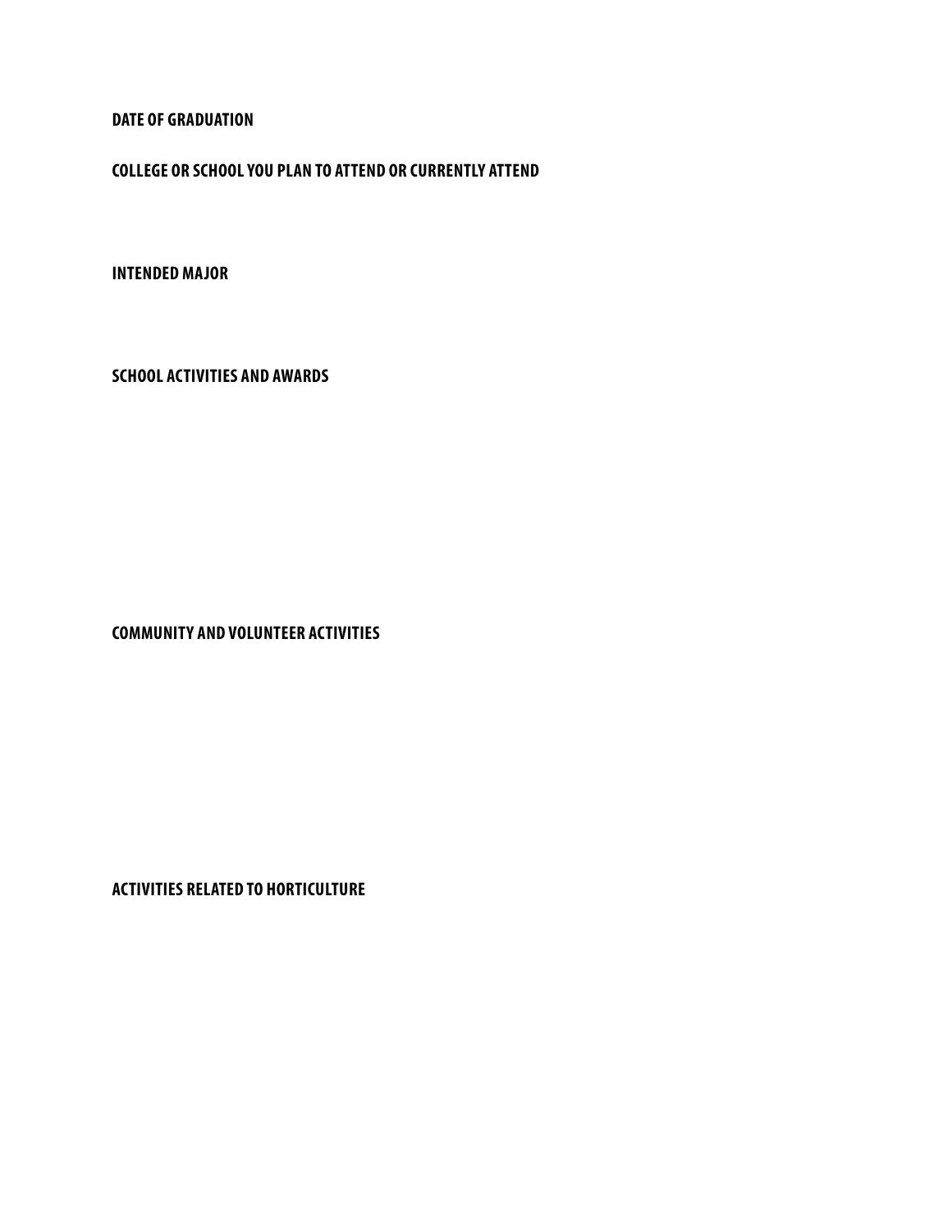**DATE OF GRADUATION**

**COLLEGE OR SCHOOL YOU PLAN TO ATTEND OR CURRENTLY ATTEND**

**INTENDED MAJOR**

**SCHOOL ACTIVITIES AND AWARDS**

**COMMUNITY AND VOLUNTEER ACTIVITIES**

**ACTIVITIES RELATED TO HORTICULTURE**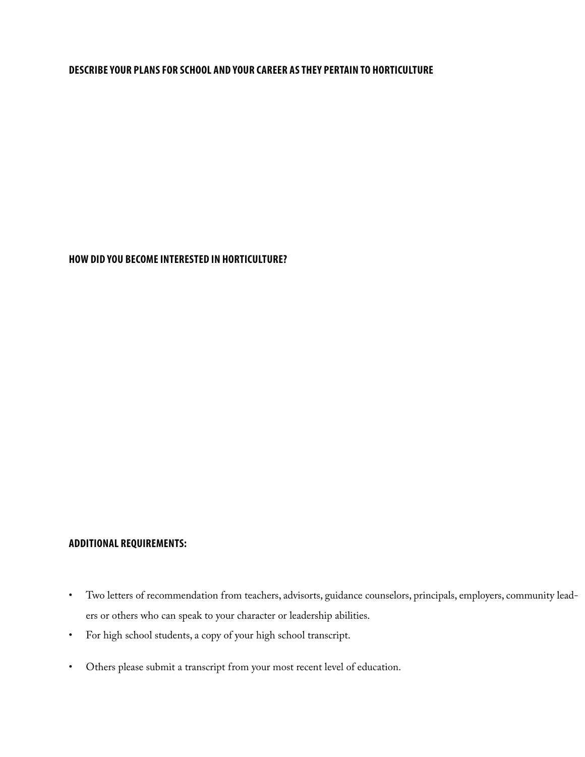## DESCRIBE YOUR PLANS FOR SCHOOL AND YOUR CAREER AS THEY PERTAIN TO HORTICULTURE

## HOW DID YOU BECOME INTERESTED IN HORTICULTURE?

## ADDITIONAL REQUIREMENTS:

- Two letters of recommendation from teachers, advisorts, guidance counselors, principals, employers, community leaders or others who can speak to your character or leadership abilities.
- For high school students, a copy of your high school transcript.
- Others please submit a transcript from your most recent level of education.